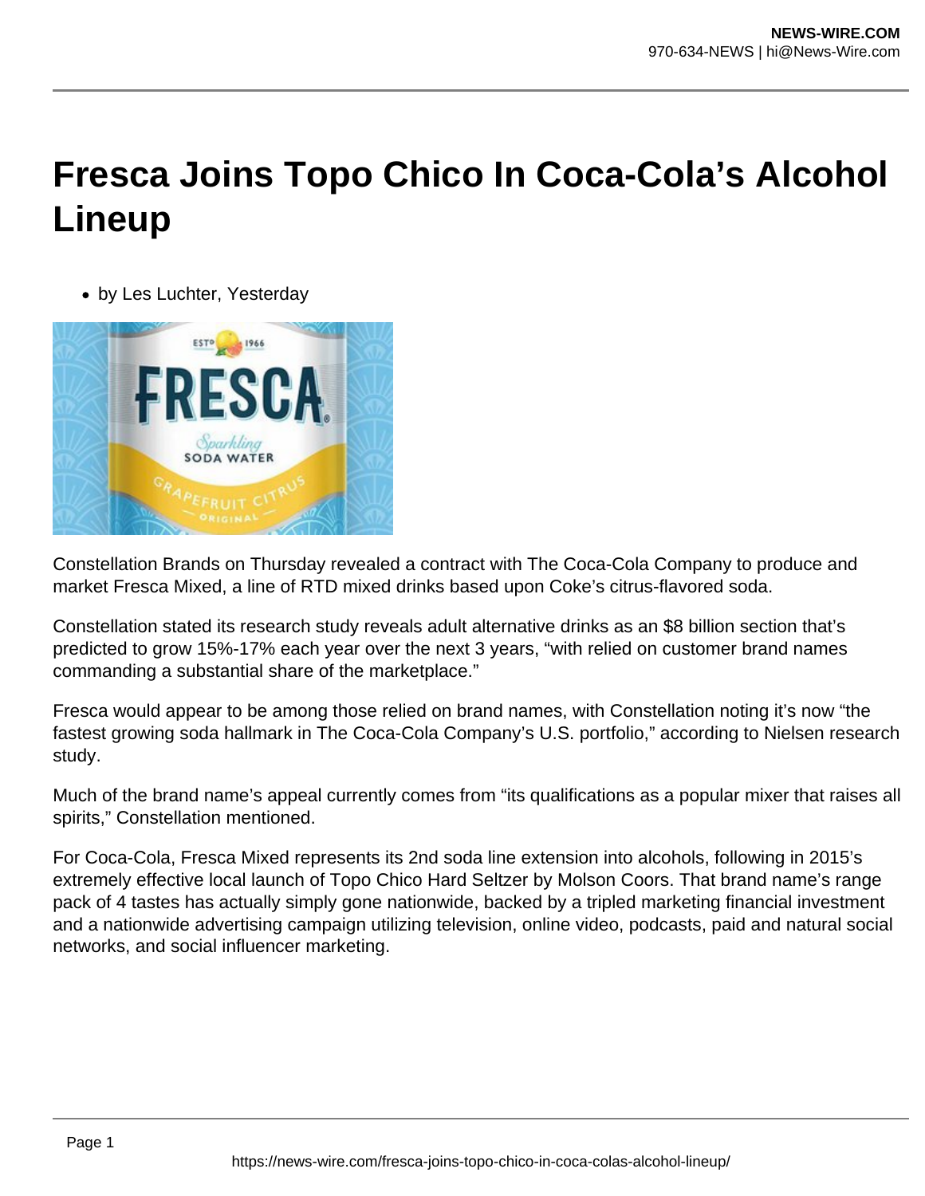# Fresca Joins Topo Chico In Coca-Cola's Alcohol Lineup

- by Les Luchter, Yesterday

Constellation Brands on Thursday revealed a contract with The Coca-Cola Company to produce and market Fresca Mixed, a line of RTD mixed drinks based upon Coke's citrus-flavored soda.

Constellation stated its research study reveals adult alternative drinks as an $8 billion section that's predicted to grow 15%-17% each year over the next 3 years, "with relied on customer brand names commanding a substantial share of the marketplace."

Fresca would appear to be among those relied on brand names, with Constellation noting it's now "the fastest growing soda hallmark in The Coca-Cola Company's U.S. portfolio," according to Nielsen research study.

Much of the brand name's appeal currently comes from "its qualifications as a popular mixer that raises all spirits," Constellation mentioned.

For Coca-Cola, Fresca Mixed represents its 2nd soda line extension into alcohols, following in 2015's extremely effective local launch of Topo Chico Hard Seltzer by Molson Coors. That brand name's range pack of 4 tastes has actually simply gone nationwide, backed by a tripled marketing financial investment and a nationwide advertising campaign utilizing television, online video, podcasts, paid and natural social networks, and social influencer marketing.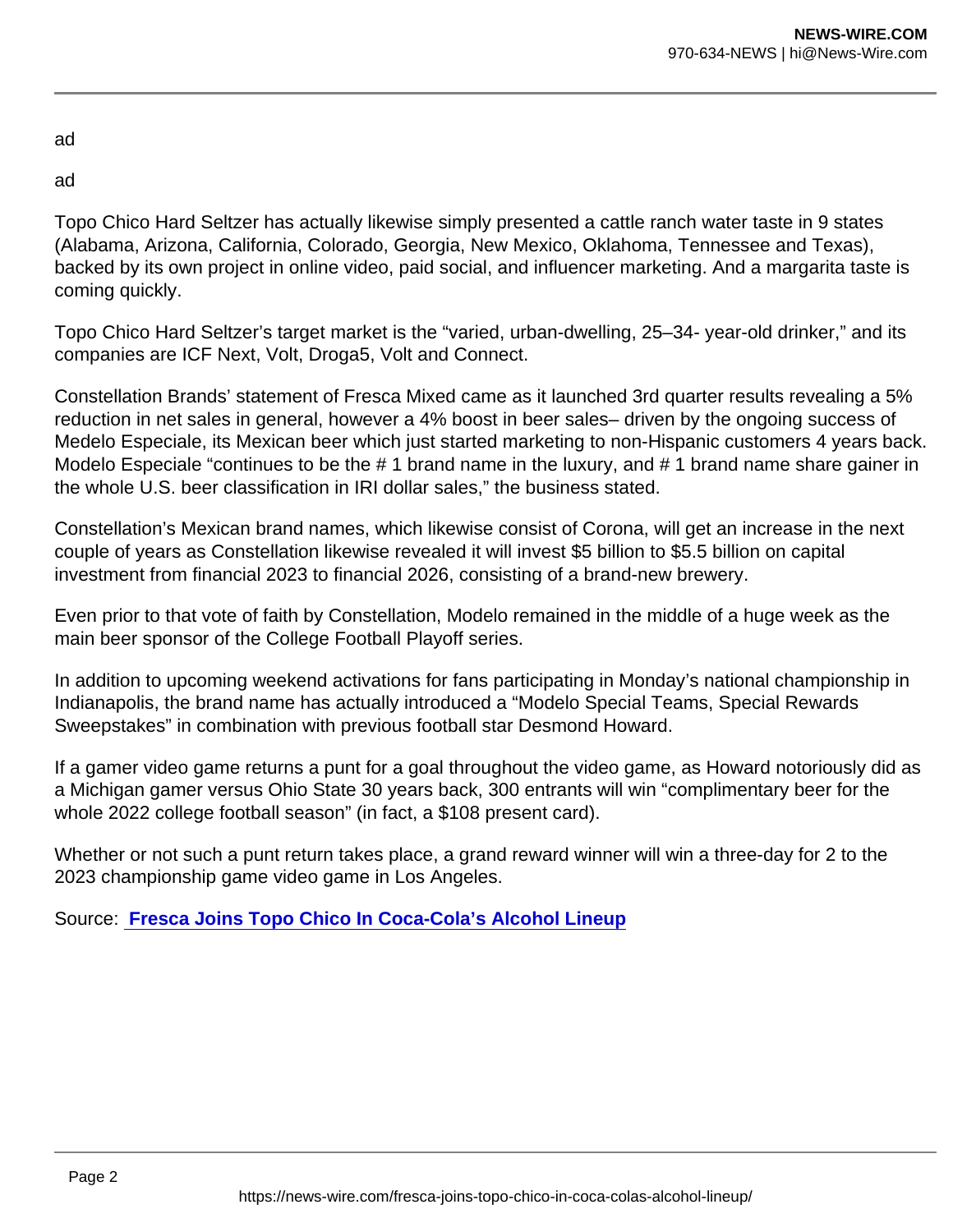ad

ad

Topo Chico Hard Seltzer has actually likewise simply presented a cattle ranch water taste in 9 states (Alabama, Arizona, California, Colorado, Georgia, New Mexico, Oklahoma, Tennessee and Texas), backed by its own project in online video, paid social, and influencer marketing. And a margarita taste is coming quickly.

Topo Chico Hard Seltzer's target market is the "varied, urban-dwelling, 25–34- year-old drinker," and its companies are ICF Next, Volt, Droga5, Volt and Connect.

Constellation Brands' statement of Fresca Mixed came as it launched 3rd quarter results revealing a 5% reduction in net sales in general, however a 4% boost in beer sales– driven by the ongoing success of Medelo Especiale, its Mexican beer which just started marketing to non-Hispanic customers 4 years back. Modelo Especiale "continues to be the # 1 brand name in the luxury, and # 1 brand name share gainer in the whole U.S. beer classification in IRI dollar sales," the business stated.

Constellation's Mexican brand names, which likewise consist of Corona, will get an increase in the next couple of years as Constellation likewise revealed it will invest $5 billion to $5.5 billion on capital investment from financial 2023 to financial 2026, consisting of a brand-new brewery.

Even prior to that vote of faith by Constellation, Modelo remained in the middle of a huge week as the main beer sponsor of the College Football Playoff series.

In addition to upcoming weekend activations for fans participating in Monday's national championship in Indianapolis, the brand name has actually introduced a "Modelo Special Teams, Special Rewards Sweepstakes" in combination with previous football star Desmond Howard.

If a gamer video game returns a punt for a goal throughout the video game, as Howard notoriously did as a Michigan gamer versus Ohio State 30 years back, 300 entrants will win "complimentary beer for the whole 2022 college football season" (in fact, a $108 present card).

Whether or not such a punt return takes place, a grand reward winner will win a three-day for 2 to the 2023 championship game video game in Los Angeles.

Source: [Fresca Joins Topo Chico In Coca-Cola's Alcohol Lineup](https://news-wire.com/fresca-joins-topo-chico-in-coca-colas-alcohol-lineup/)